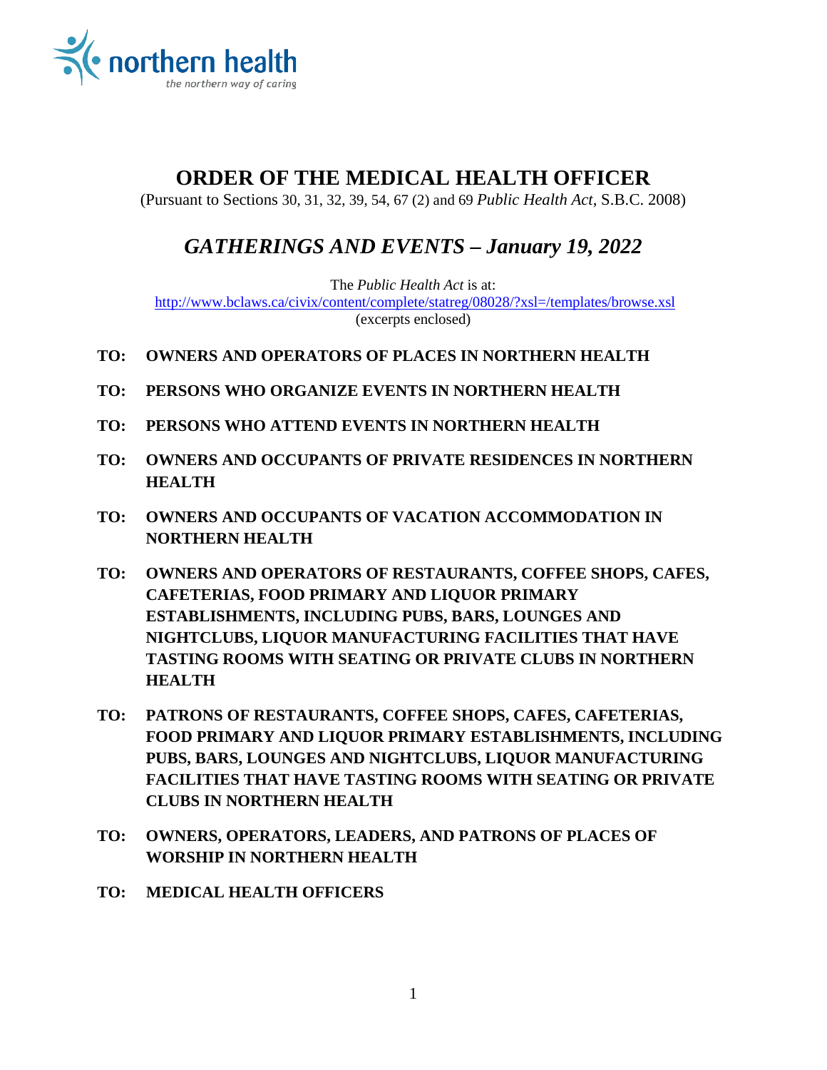northern health
*the northern way of caring*

# ORDER OF THE MEDICAL HEALTH OFFICER

(Pursuant to Sections 30, 31, 32, 39, 54, 67 (2) and 69 *Public Health Act*, S.B.C. 2008)

## *GATHERINGS AND EVENTS – January 19, 2022*

The *Public Health Act* is at:
http://www.bclaws.ca/civix/content/complete/statreg/08028/?xsl=/templates/browse.xsl
(excerpts enclosed)

**TO: OWNERS AND OPERATORS OF PLACES IN NORTHERN HEALTH**

**TO: PERSONS WHO ORGANIZE EVENTS IN NORTHERN HEALTH**

**TO: PERSONS WHO ATTEND EVENTS IN NORTHERN HEALTH**

**TO: OWNERS AND OCCUPANTS OF PRIVATE RESIDENCES IN NORTHERN HEALTH**

**TO: OWNERS AND OCCUPANTS OF VACATION ACCOMMODATION IN NORTHERN HEALTH**

**TO: OWNERS AND OPERATORS OF RESTAURANTS, COFFEE SHOPS, CAFES, CAFETERIAS, FOOD PRIMARY AND LIQUOR PRIMARY ESTABLISHMENTS, INCLUDING PUBS, BARS, LOUNGES AND NIGHTCLUBS, LIQUOR MANUFACTURING FACILITIES THAT HAVE TASTING ROOMS WITH SEATING OR PRIVATE CLUBS IN NORTHERN HEALTH**

**TO: PATRONS OF RESTAURANTS, COFFEE SHOPS, CAFES, CAFETERIAS, FOOD PRIMARY AND LIQUOR PRIMARY ESTABLISHMENTS, INCLUDING PUBS, BARS, LOUNGES AND NIGHTCLUBS, LIQUOR MANUFACTURING FACILITIES THAT HAVE TASTING ROOMS WITH SEATING OR PRIVATE CLUBS IN NORTHERN HEALTH**

**TO: OWNERS, OPERATORS, LEADERS, AND PATRONS OF PLACES OF WORSHIP IN NORTHERN HEALTH**

**TO: MEDICAL HEALTH OFFICERS**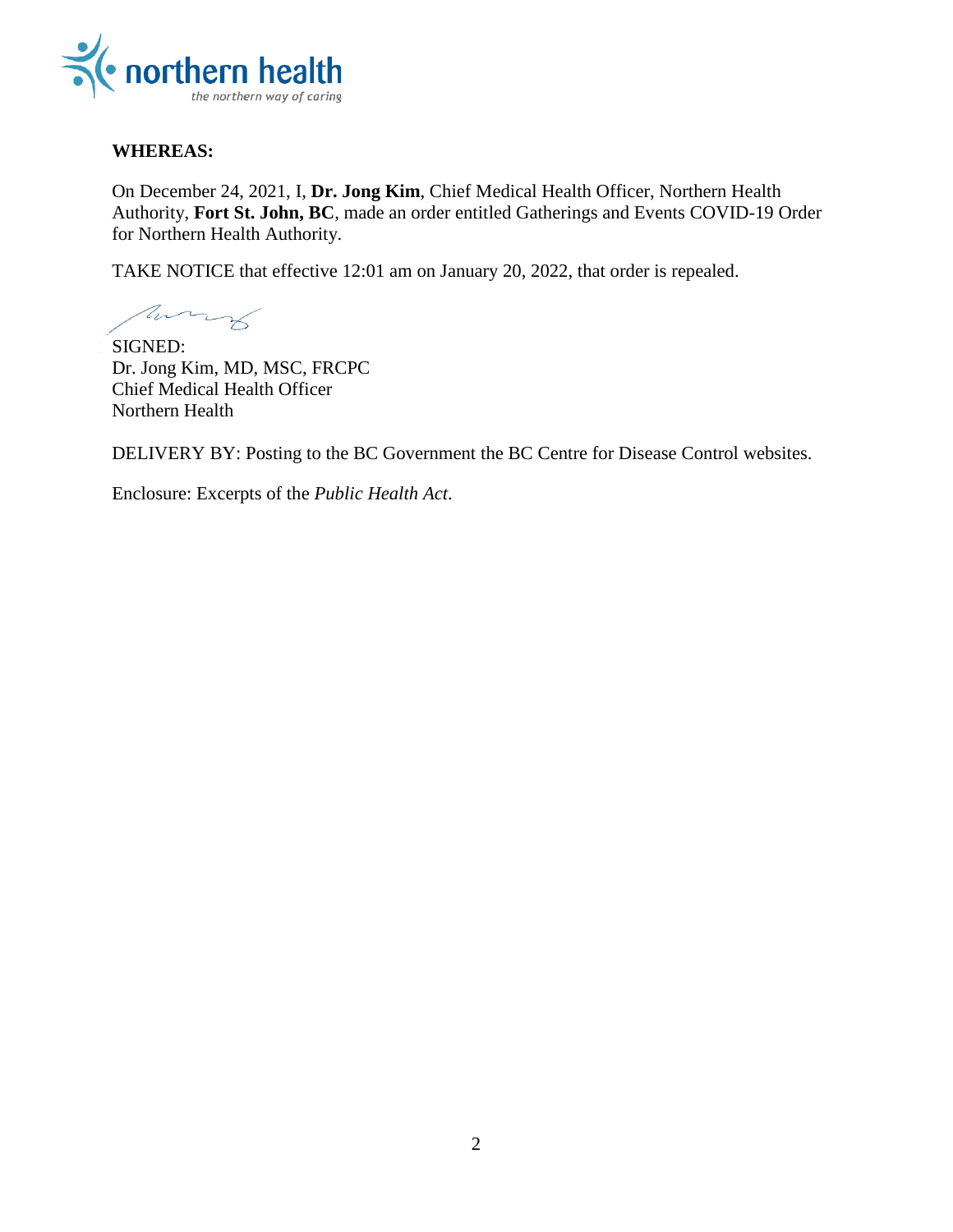**WHEREAS:**

On December 24, 2021, I, **Dr. Jong Kim**, Chief Medical Health Officer, Northern Health Authority, **Fort St. John, BC**, made an order entitled Gatherings and Events COVID-19 Order for Northern Health Authority.

TAKE NOTICE that effective 12:01 am on January 20, 2022, that order is repealed.

SIGNED:
Dr. Jong Kim, MD, MSC, FRCPC
Chief Medical Health Officer
Northern Health

DELIVERY BY: Posting to the BC Government the BC Centre for Disease Control websites.

Enclosure: Excerpts of the *Public Health Act*.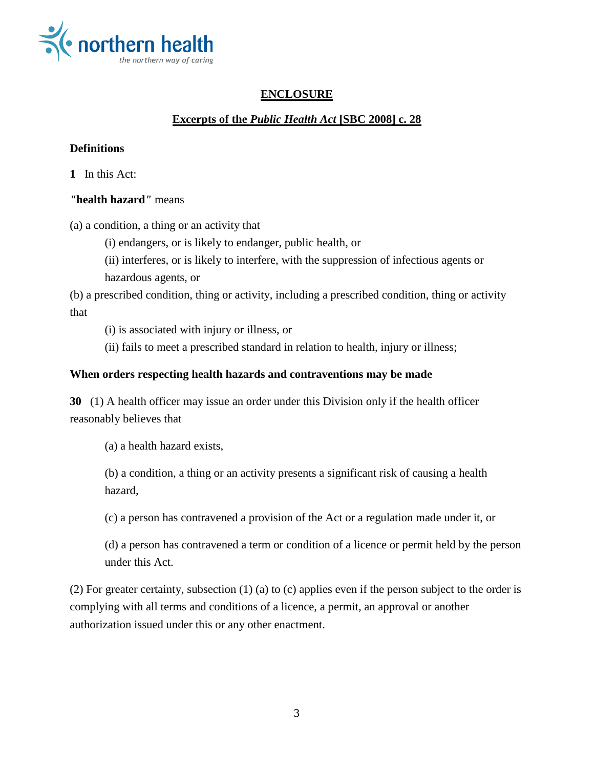## ENCLOSURE

## Excerpts of the *Public Health Act* [SBC 2008] c. 28

**Definitions**

**1** In this Act:

***"health hazard"*** means

(a) a condition, a thing or an activity that

(i) endangers, or is likely to endanger, public health, or

(ii) interferes, or is likely to interfere, with the suppression of infectious agents or hazardous agents, or

(b) a prescribed condition, thing or activity, including a prescribed condition, thing or activity that

(i) is associated with injury or illness, or

(ii) fails to meet a prescribed standard in relation to health, injury or illness;

**When orders respecting health hazards and contraventions may be made**

**30** (1) A health officer may issue an order under this Division only if the health officer reasonably believes that

(a) a health hazard exists,

(b) a condition, a thing or an activity presents a significant risk of causing a health hazard,

(c) a person has contravened a provision of the Act or a regulation made under it, or

(d) a person has contravened a term or condition of a licence or permit held by the person under this Act.

(2) For greater certainty, subsection (1) (a) to (c) applies even if the person subject to the order is complying with all terms and conditions of a licence, a permit, an approval or another authorization issued under this or any other enactment.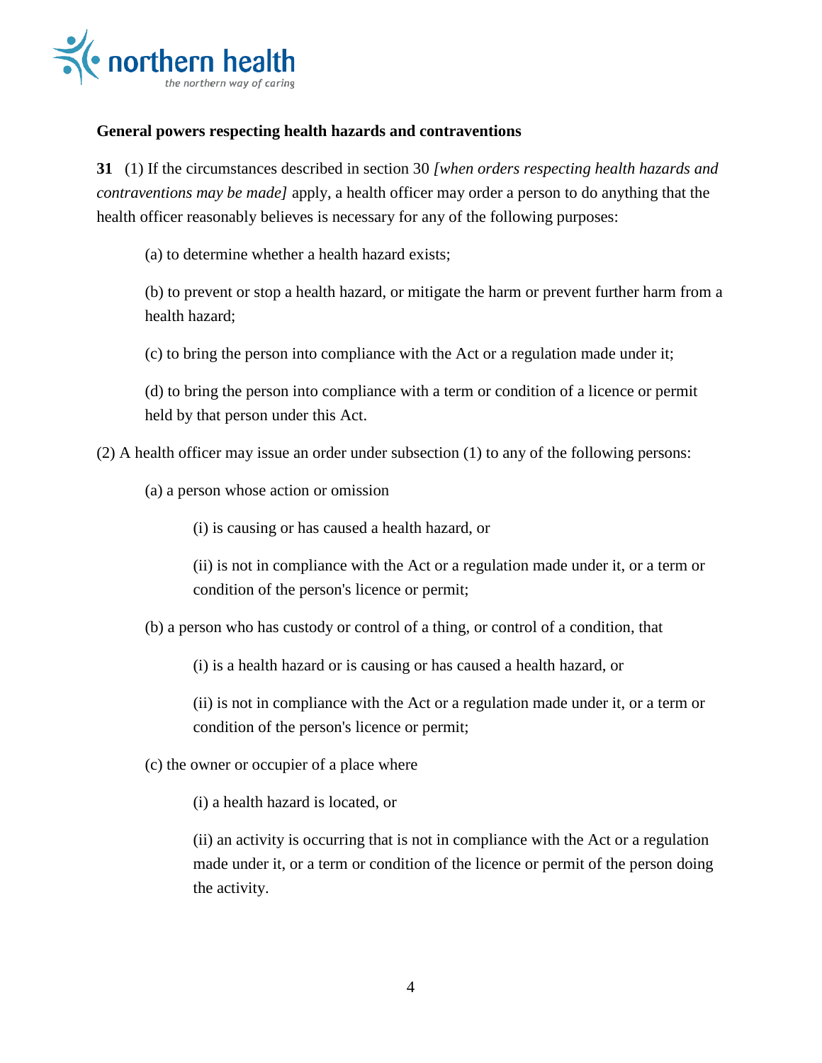**General powers respecting health hazards and contraventions**

**31** (1) If the circumstances described in section 30 *[when orders respecting health hazards and contraventions may be made]* apply, a health officer may order a person to do anything that the health officer reasonably believes is necessary for any of the following purposes:

(a) to determine whether a health hazard exists;

(b) to prevent or stop a health hazard, or mitigate the harm or prevent further harm from a health hazard;

(c) to bring the person into compliance with the Act or a regulation made under it;

(d) to bring the person into compliance with a term or condition of a licence or permit held by that person under this Act.

(2) A health officer may issue an order under subsection (1) to any of the following persons:

(a) a person whose action or omission

(i) is causing or has caused a health hazard, or

(ii) is not in compliance with the Act or a regulation made under it, or a term or condition of the person's licence or permit;

(b) a person who has custody or control of a thing, or control of a condition, that

(i) is a health hazard or is causing or has caused a health hazard, or

(ii) is not in compliance with the Act or a regulation made under it, or a term or condition of the person's licence or permit;

(c) the owner or occupier of a place where

(i) a health hazard is located, or

(ii) an activity is occurring that is not in compliance with the Act or a regulation made under it, or a term or condition of the licence or permit of the person doing the activity.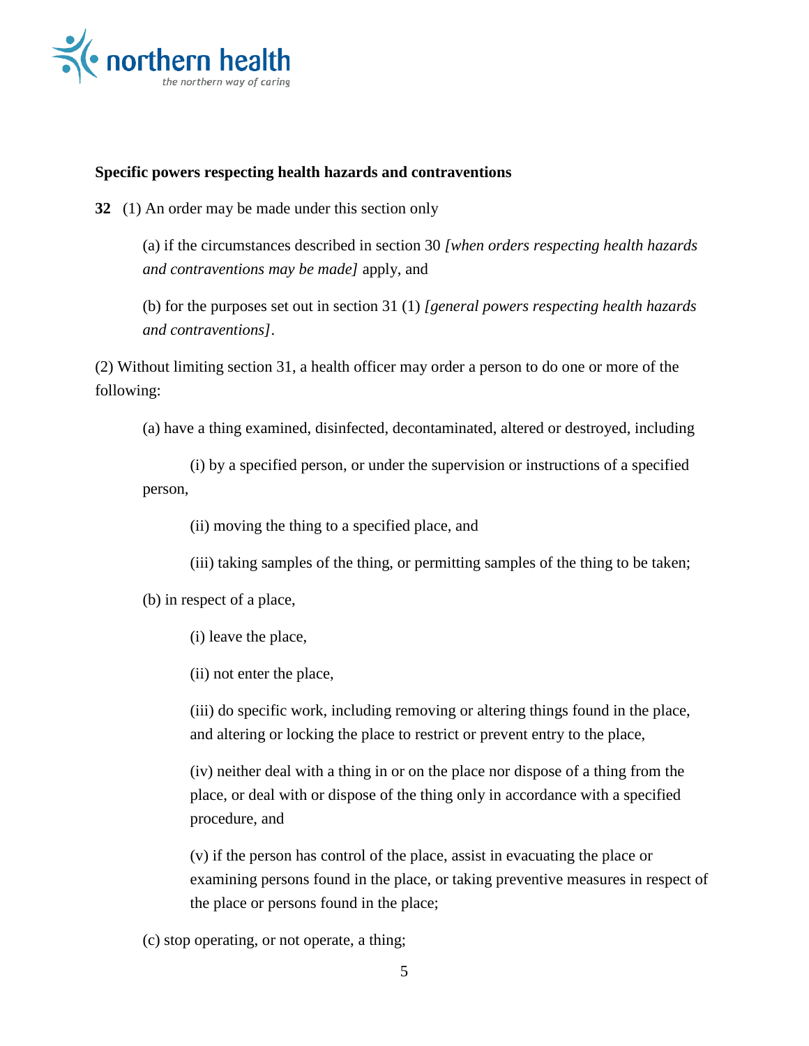**Specific powers respecting health hazards and contraventions**

**32** (1) An order may be made under this section only

(a) if the circumstances described in section 30 *[when orders respecting health hazards and contraventions may be made]* apply, and

(b) for the purposes set out in section 31 (1) *[general powers respecting health hazards and contraventions]*.

(2) Without limiting section 31, a health officer may order a person to do one or more of the following:

(a) have a thing examined, disinfected, decontaminated, altered or destroyed, including

(i) by a specified person, or under the supervision or instructions of a specified person,

(ii) moving the thing to a specified place, and

(iii) taking samples of the thing, or permitting samples of the thing to be taken;

(b) in respect of a place,

(i) leave the place,

(ii) not enter the place,

(iii) do specific work, including removing or altering things found in the place, and altering or locking the place to restrict or prevent entry to the place,

(iv) neither deal with a thing in or on the place nor dispose of a thing from the place, or deal with or dispose of the thing only in accordance with a specified procedure, and

(v) if the person has control of the place, assist in evacuating the place or examining persons found in the place, or taking preventive measures in respect of the place or persons found in the place;

(c) stop operating, or not operate, a thing;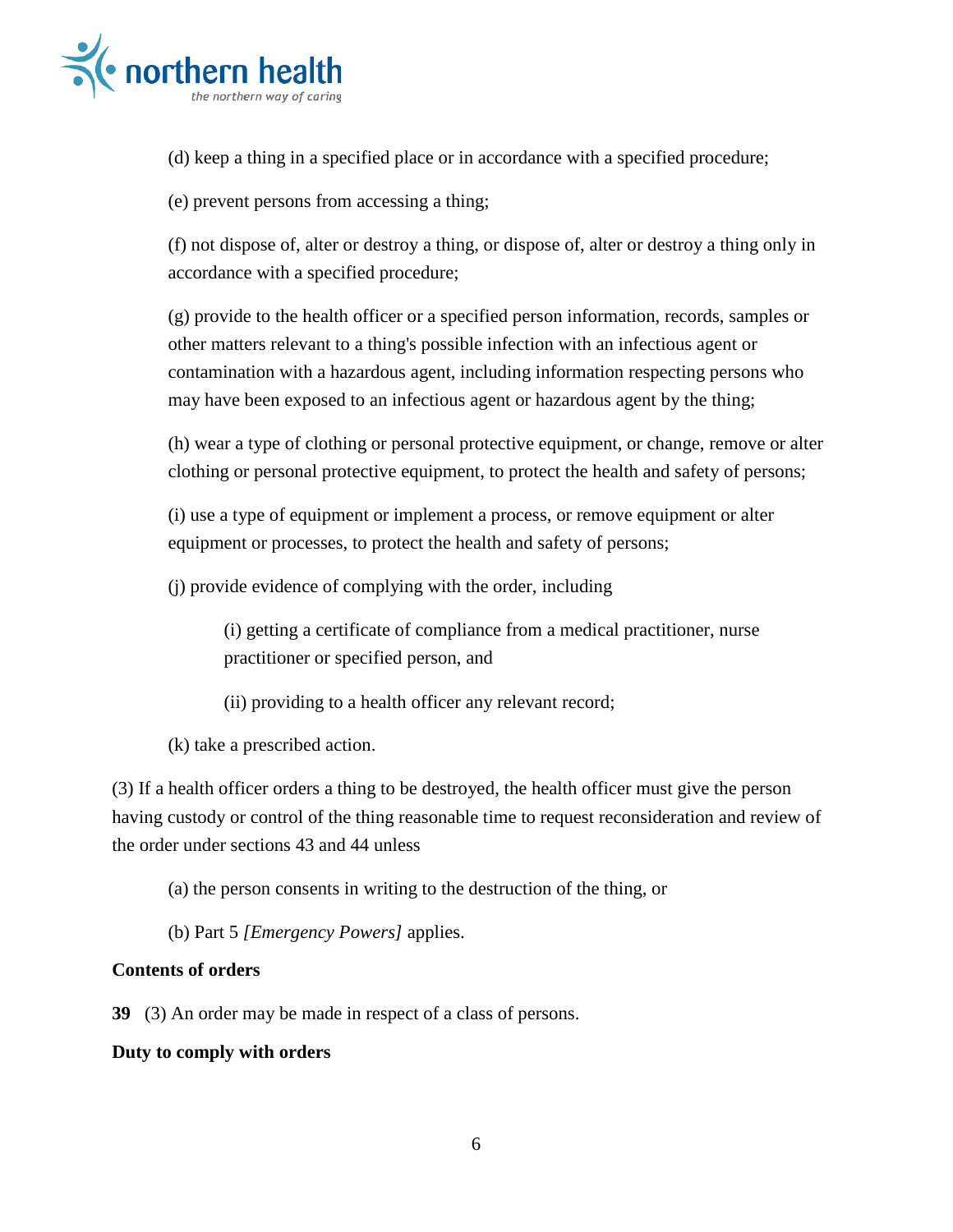(d) keep a thing in a specified place or in accordance with a specified procedure;

(e) prevent persons from accessing a thing;

(f) not dispose of, alter or destroy a thing, or dispose of, alter or destroy a thing only in accordance with a specified procedure;

(g) provide to the health officer or a specified person information, records, samples or other matters relevant to a thing's possible infection with an infectious agent or contamination with a hazardous agent, including information respecting persons who may have been exposed to an infectious agent or hazardous agent by the thing;

(h) wear a type of clothing or personal protective equipment, or change, remove or alter clothing or personal protective equipment, to protect the health and safety of persons;

(i) use a type of equipment or implement a process, or remove equipment or alter equipment or processes, to protect the health and safety of persons;

(j) provide evidence of complying with the order, including

(i) getting a certificate of compliance from a medical practitioner, nurse practitioner or specified person, and

(ii) providing to a health officer any relevant record;

(k) take a prescribed action.

(3) If a health officer orders a thing to be destroyed, the health officer must give the person having custody or control of the thing reasonable time to request reconsideration and review of the order under sections 43 and 44 unless

(a) the person consents in writing to the destruction of the thing, or

(b) Part 5 *[Emergency Powers]* applies.

**Contents of orders**

**39** (3) An order may be made in respect of a class of persons.

**Duty to comply with orders**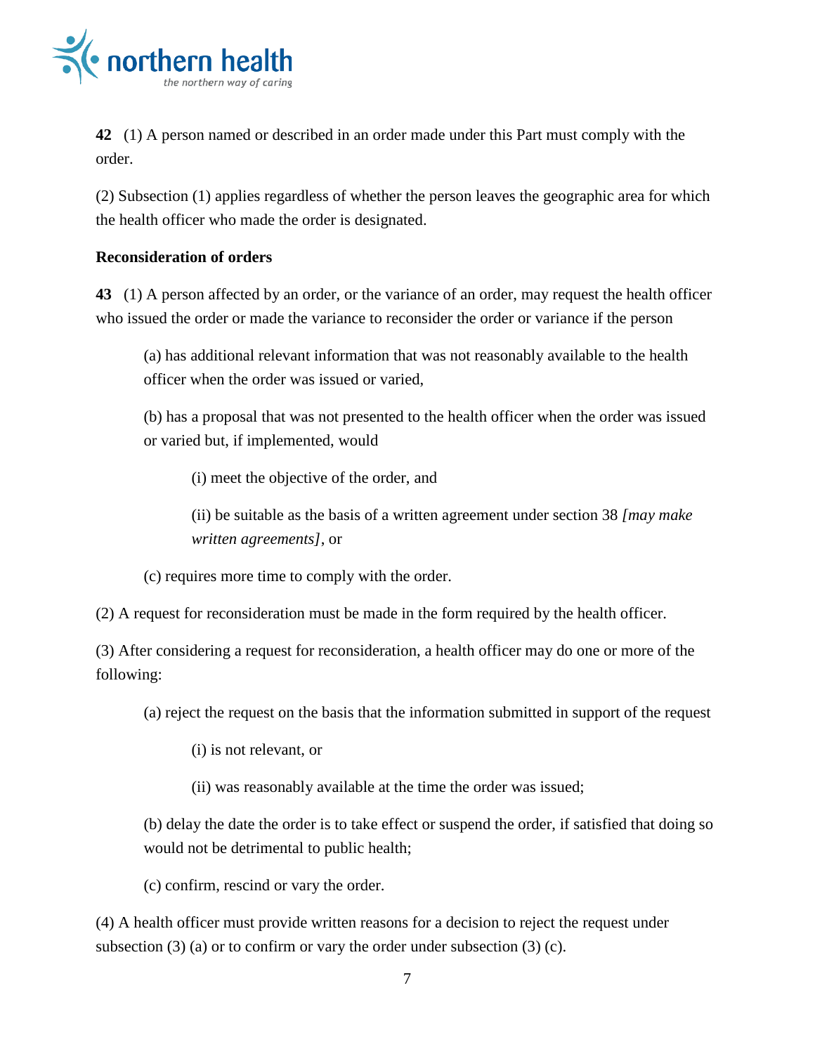**42** (1) A person named or described in an order made under this Part must comply with the order.

(2) Subsection (1) applies regardless of whether the person leaves the geographic area for which the health officer who made the order is designated.

**Reconsideration of orders**

**43** (1) A person affected by an order, or the variance of an order, may request the health officer who issued the order or made the variance to reconsider the order or variance if the person

> (a) has additional relevant information that was not reasonably available to the health officer when the order was issued or varied,
>
> (b) has a proposal that was not presented to the health officer when the order was issued or varied but, if implemented, would
>
> > (i) meet the objective of the order, and
> >
> > (ii) be suitable as the basis of a written agreement under section 38 *[may make written agreements]*, or
>
> (c) requires more time to comply with the order.

(2) A request for reconsideration must be made in the form required by the health officer.

(3) After considering a request for reconsideration, a health officer may do one or more of the following:

> (a) reject the request on the basis that the information submitted in support of the request
>
> > (i) is not relevant, or
> >
> > (ii) was reasonably available at the time the order was issued;
>
> (b) delay the date the order is to take effect or suspend the order, if satisfied that doing so would not be detrimental to public health;
>
> (c) confirm, rescind or vary the order.

(4) A health officer must provide written reasons for a decision to reject the request under subsection (3) (a) or to confirm or vary the order under subsection (3) (c).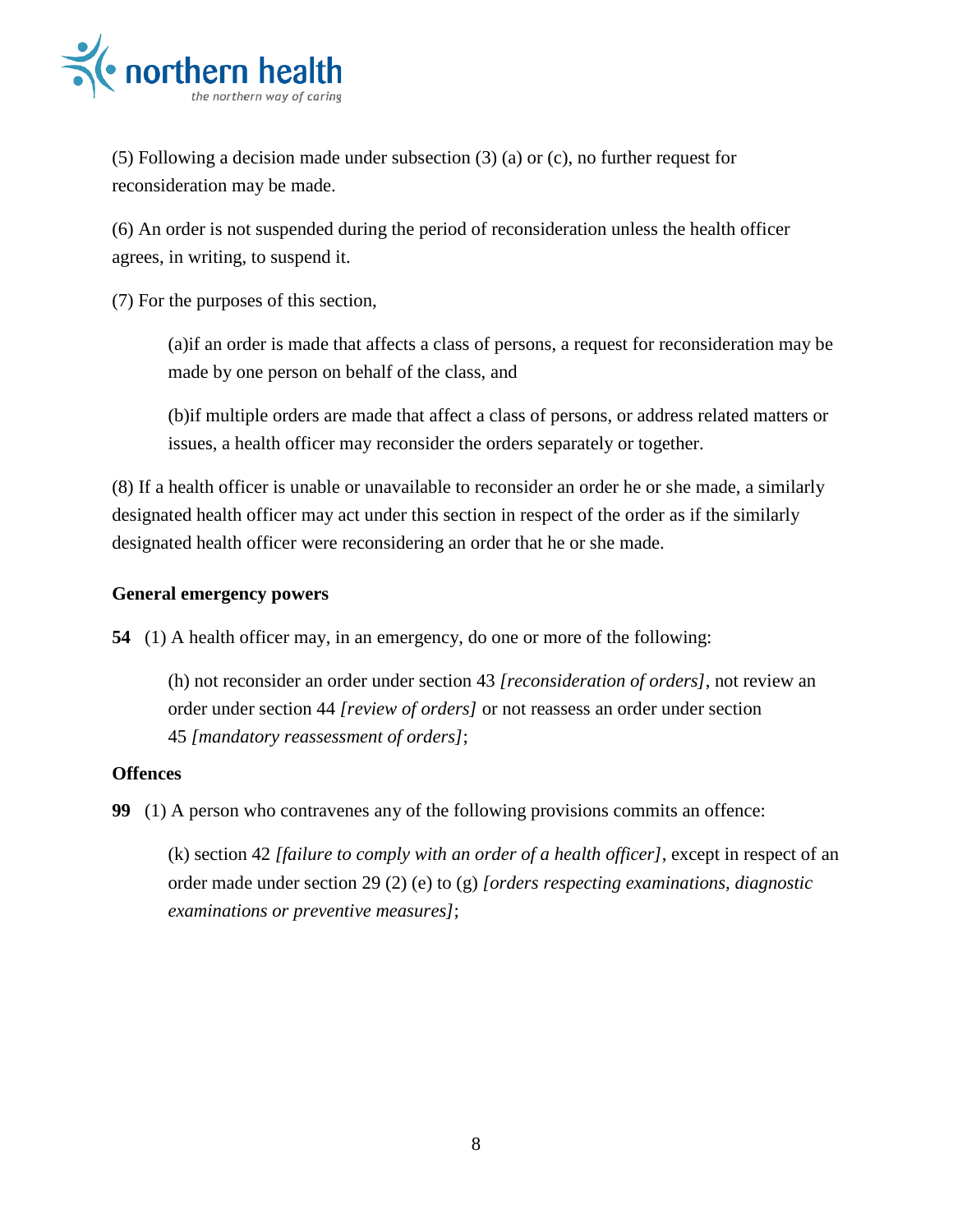(5) Following a decision made under subsection (3) (a) or (c), no further request for reconsideration may be made.

(6) An order is not suspended during the period of reconsideration unless the health officer agrees, in writing, to suspend it.

(7) For the purposes of this section,

> (a)if an order is made that affects a class of persons, a request for reconsideration may be made by one person on behalf of the class, and
>
> (b)if multiple orders are made that affect a class of persons, or address related matters or issues, a health officer may reconsider the orders separately or together.

(8) If a health officer is unable or unavailable to reconsider an order he or she made, a similarly designated health officer may act under this section in respect of the order as if the similarly designated health officer were reconsidering an order that he or she made.

**General emergency powers**

**54** (1) A health officer may, in an emergency, do one or more of the following:

> (h) not reconsider an order under section 43 *[reconsideration of orders]*, not review an order under section 44 *[review of orders]* or not reassess an order under section 45 *[mandatory reassessment of orders]*;

**Offences**

**99** (1) A person who contravenes any of the following provisions commits an offence:

> (k) section 42 *[failure to comply with an order of a health officer]*, except in respect of an order made under section 29 (2) (e) to (g) *[orders respecting examinations, diagnostic examinations or preventive measures]*;